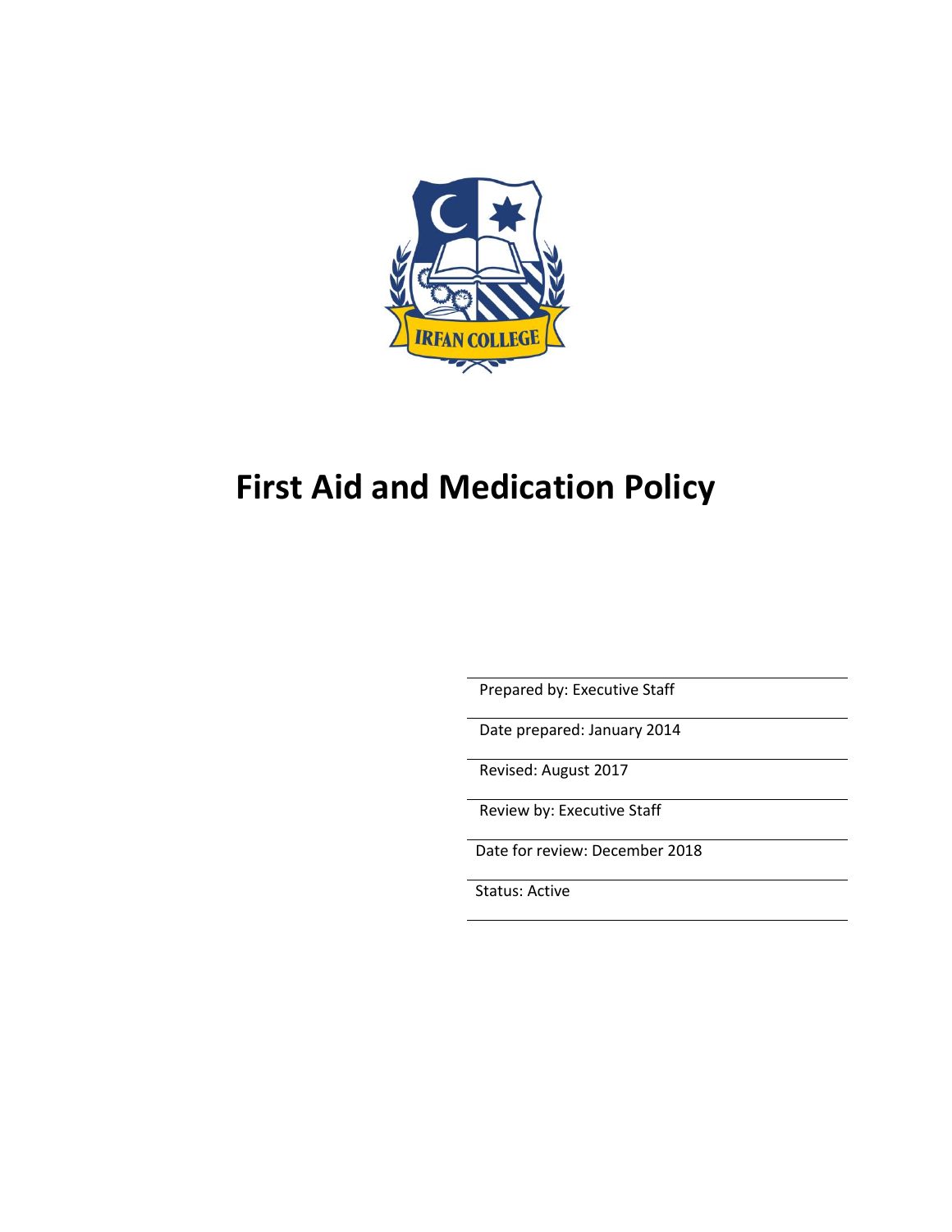# First Aid and Medication Policy

Prepared by: Executive Staff

Date prepared: January 2014

Revised: August 2017

Review by: Executive Staff

Date for review: December 2018

Status: Active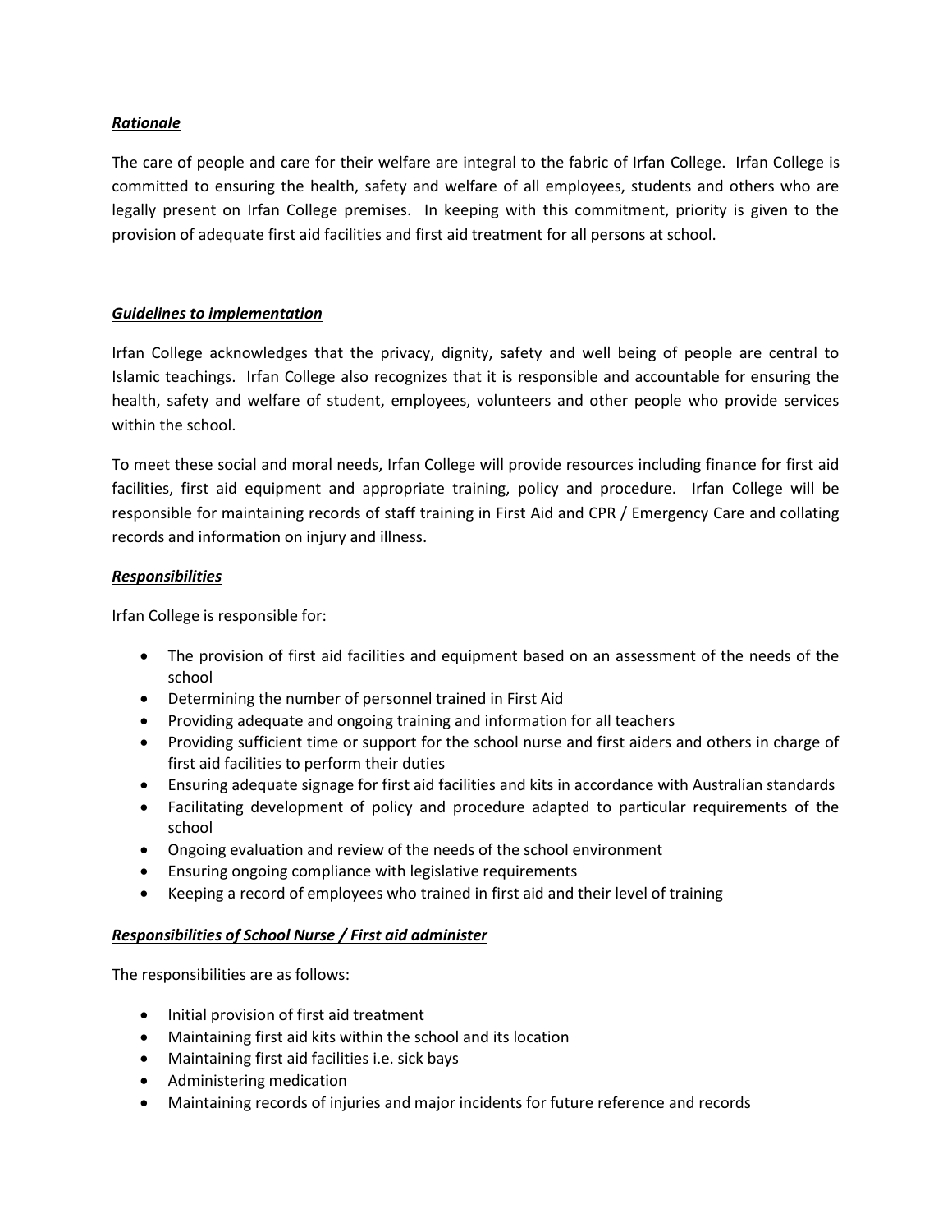***Rationale***

The care of people and care for their welfare are integral to the fabric of Irfan College. Irfan College is committed to ensuring the health, safety and welfare of all employees, students and others who are legally present on Irfan College premises. In keeping with this commitment, priority is given to the provision of adequate first aid facilities and first aid treatment for all persons at school.

***Guidelines to implementation***

Irfan College acknowledges that the privacy, dignity, safety and well being of people are central to Islamic teachings. Irfan College also recognizes that it is responsible and accountable for ensuring the health, safety and welfare of student, employees, volunteers and other people who provide services within the school.

To meet these social and moral needs, Irfan College will provide resources including finance for first aid facilities, first aid equipment and appropriate training, policy and procedure. Irfan College will be responsible for maintaining records of staff training in First Aid and CPR / Emergency Care and collating records and information on injury and illness.

***Responsibilities***

Irfan College is responsible for:

- The provision of first aid facilities and equipment based on an assessment of the needs of the school
- Determining the number of personnel trained in First Aid
- Providing adequate and ongoing training and information for all teachers
- Providing sufficient time or support for the school nurse and first aiders and others in charge of first aid facilities to perform their duties
- Ensuring adequate signage for first aid facilities and kits in accordance with Australian standards
- Facilitating development of policy and procedure adapted to particular requirements of the school
- Ongoing evaluation and review of the needs of the school environment
- Ensuring ongoing compliance with legislative requirements
- Keeping a record of employees who trained in first aid and their level of training

***Responsibilities of School Nurse / First aid administer***

The responsibilities are as follows:

- Initial provision of first aid treatment
- Maintaining first aid kits within the school and its location
- Maintaining first aid facilities i.e. sick bays
- Administering medication
- Maintaining records of injuries and major incidents for future reference and records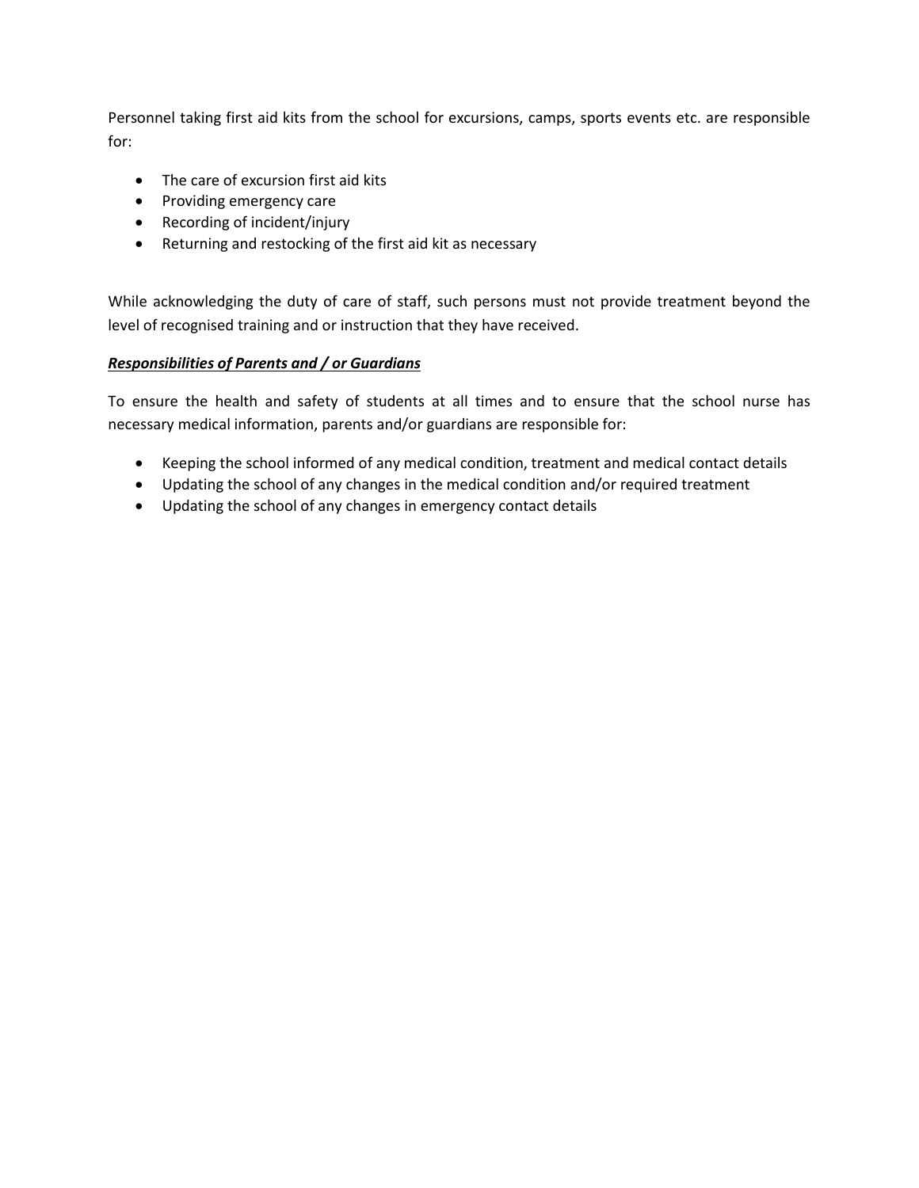Personnel taking first aid kits from the school for excursions, camps, sports events etc. are responsible for:

- The care of excursion first aid kits
- Providing emergency care
- Recording of incident/injury
- Returning and restocking of the first aid kit as necessary

While acknowledging the duty of care of staff, such persons must not provide treatment beyond the level of recognised training and or instruction that they have received.

***Responsibilities of Parents and / or Guardians***

To ensure the health and safety of students at all times and to ensure that the school nurse has necessary medical information, parents and/or guardians are responsible for:

- Keeping the school informed of any medical condition, treatment and medical contact details
- Updating the school of any changes in the medical condition and/or required treatment
- Updating the school of any changes in emergency contact details